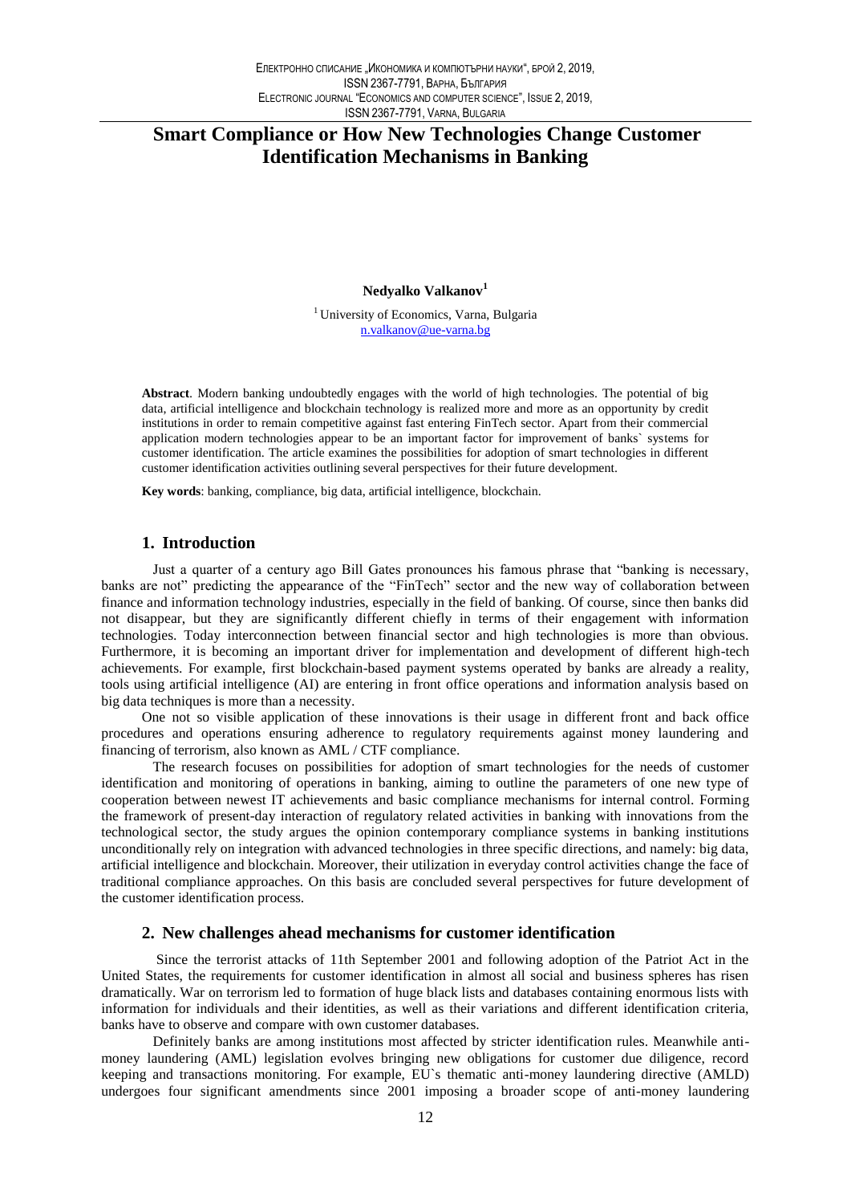# Smart Compliance or How New Technologies Change Customer Identification Mechanisms in Banking

**Nedyalko Valkanov**[1]

[1] University of Economics, Varna, Bulgaria
n.valkanov@ue-varna.bg

**Abstract**. Modern banking undoubtedly engages with the world of high technologies. The potential of big data, artificial intelligence and blockchain technology is realized more and more as an opportunity by credit institutions in order to remain competitive against fast entering FinTech sector. Apart from their commercial application modern technologies appear to be an important factor for improvement of banks` systems for customer identification. The article examines the possibilities for adoption of smart technologies in different customer identification activities outlining several perspectives for their future development.

**Key words**: banking, compliance, big data, artificial intelligence, blockchain.

## 1. Introduction

Just a quarter of a century ago Bill Gates pronounces his famous phrase that "banking is necessary, banks are not" predicting the appearance of the "FinTech" sector and the new way of collaboration between finance and information technology industries, especially in the field of banking. Of course, since then banks did not disappear, but they are significantly different chiefly in terms of their engagement with information technologies. Today interconnection between financial sector and high technologies is more than obvious. Furthermore, it is becoming an important driver for implementation and development of different high-tech achievements. For example, first blockchain-based payment systems operated by banks are already a reality, tools using artificial intelligence (AI) are entering in front office operations and information analysis based on big data techniques is more than a necessity.

One not so visible application of these innovations is their usage in different front and back office procedures and operations ensuring adherence to regulatory requirements against money laundering and financing of terrorism, also known as AML / CTF compliance.

The research focuses on possibilities for adoption of smart technologies for the needs of customer identification and monitoring of operations in banking, aiming to outline the parameters of one new type of cooperation between newest IT achievements and basic compliance mechanisms for internal control. Forming the framework of present-day interaction of regulatory related activities in banking with innovations from the technological sector, the study argues the opinion contemporary compliance systems in banking institutions unconditionally rely on integration with advanced technologies in three specific directions, and namely: big data, artificial intelligence and blockchain. Moreover, their utilization in everyday control activities change the face of traditional compliance approaches. On this basis are concluded several perspectives for future development of the customer identification process.

## 2. New challenges ahead mechanisms for customer identification

Since the terrorist attacks of 11th September 2001 and following adoption of the Patriot Act in the United States, the requirements for customer identification in almost all social and business spheres has risen dramatically. War on terrorism led to formation of huge black lists and databases containing enormous lists with information for individuals and their identities, as well as their variations and different identification criteria, banks have to observe and compare with own customer databases.

Definitely banks are among institutions most affected by stricter identification rules. Meanwhile anti-money laundering (AML) legislation evolves bringing new obligations for customer due diligence, record keeping and transactions monitoring. For example, EU`s thematic anti-money laundering directive (AMLD) undergoes four significant amendments since 2001 imposing a broader scope of anti-money laundering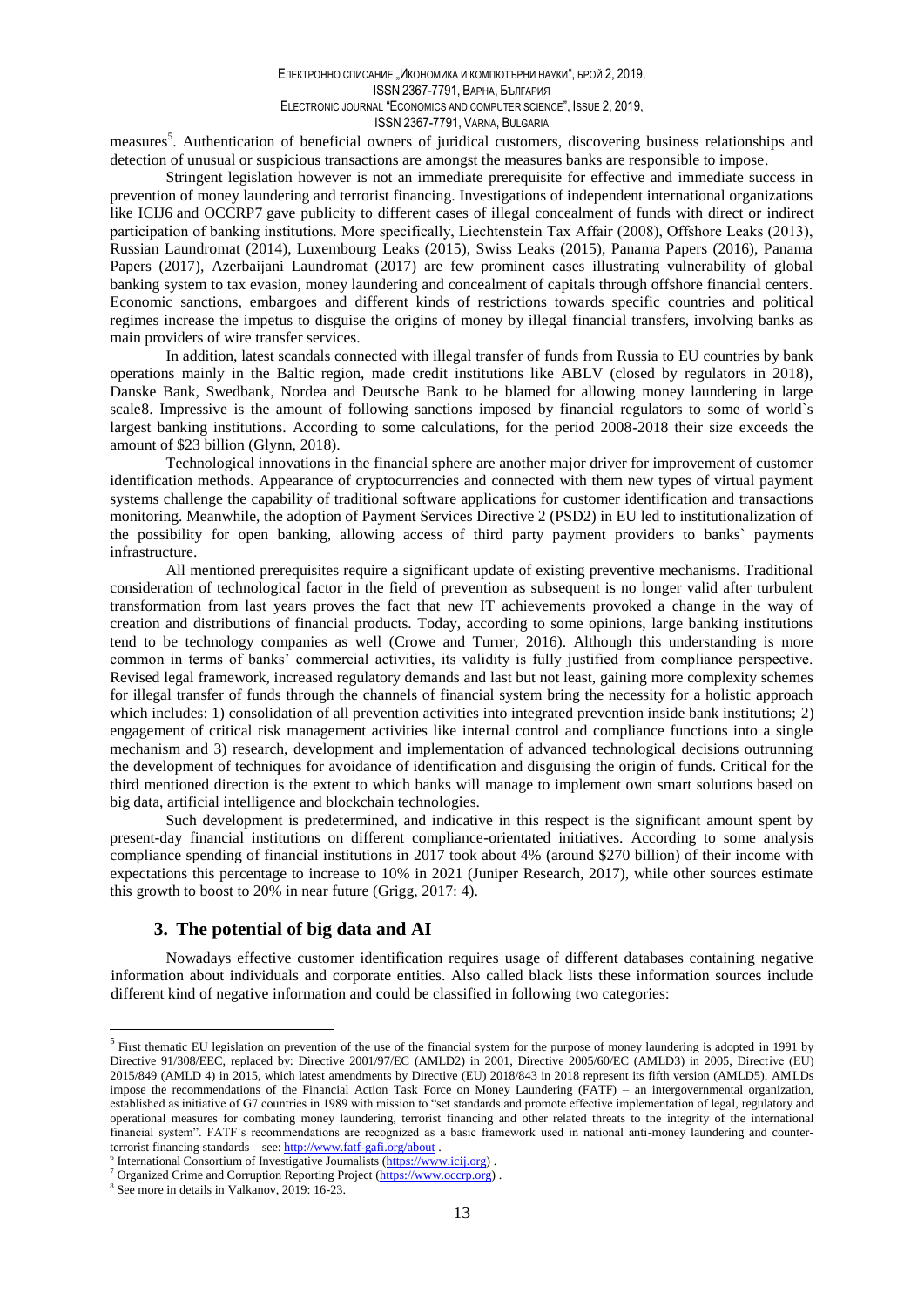measures[5]. Authentication of beneficial owners of juridical customers, discovering business relationships and detection of unusual or suspicious transactions are amongst the measures banks are responsible to impose.

Stringent legislation however is not an immediate prerequisite for effective and immediate success in prevention of money laundering and terrorist financing. Investigations of independent international organizations like ICIJ6 and OCCRP7 gave publicity to different cases of illegal concealment of funds with direct or indirect participation of banking institutions. More specifically, Liechtenstein Tax Affair (2008), Offshore Leaks (2013), Russian Laundromat (2014), Luxembourg Leaks (2015), Swiss Leaks (2015), Panama Papers (2016), Panama Papers (2017), Azerbaijani Laundromat (2017) are few prominent cases illustrating vulnerability of global banking system to tax evasion, money laundering and concealment of capitals through offshore financial centers. Economic sanctions, embargoes and different kinds of restrictions towards specific countries and political regimes increase the impetus to disguise the origins of money by illegal financial transfers, involving banks as main providers of wire transfer services.

In addition, latest scandals connected with illegal transfer of funds from Russia to EU countries by bank operations mainly in the Baltic region, made credit institutions like ABLV (closed by regulators in 2018), Danske Bank, Swedbank, Nordea and Deutsche Bank to be blamed for allowing money laundering in large scale8. Impressive is the amount of following sanctions imposed by financial regulators to some of world`s largest banking institutions. According to some calculations, for the period 2008-2018 their size exceeds the amount of $23 billion (Glynn, 2018).

Technological innovations in the financial sphere are another major driver for improvement of customer identification methods. Appearance of cryptocurrencies and connected with them new types of virtual payment systems challenge the capability of traditional software applications for customer identification and transactions monitoring. Meanwhile, the adoption of Payment Services Directive 2 (PSD2) in EU led to institutionalization of the possibility for open banking, allowing access of third party payment providers to banks` payments infrastructure.

All mentioned prerequisites require a significant update of existing preventive mechanisms. Traditional consideration of technological factor in the field of prevention as subsequent is no longer valid after turbulent transformation from last years proves the fact that new IT achievements provoked a change in the way of creation and distributions of financial products. Today, according to some opinions, large banking institutions tend to be technology companies as well (Crowe and Turner, 2016). Although this understanding is more common in terms of banks' commercial activities, its validity is fully justified from compliance perspective. Revised legal framework, increased regulatory demands and last but not least, gaining more complexity schemes for illegal transfer of funds through the channels of financial system bring the necessity for a holistic approach which includes: 1) consolidation of all prevention activities into integrated prevention inside bank institutions; 2) engagement of critical risk management activities like internal control and compliance functions into a single mechanism and 3) research, development and implementation of advanced technological decisions outrunning the development of techniques for avoidance of identification and disguising the origin of funds. Critical for the third mentioned direction is the extent to which banks will manage to implement own smart solutions based on big data, artificial intelligence and blockchain technologies.

Such development is predetermined, and indicative in this respect is the significant amount spent by present-day financial institutions on different compliance-orientated initiatives. According to some analysis compliance spending of financial institutions in 2017 took about 4% (around $270 billion) of their income with expectations this percentage to increase to 10% in 2021 (Juniper Research, 2017), while other sources estimate this growth to boost to 20% in near future (Grigg, 2017: 4).

## 3. The potential of big data and AI

Nowadays effective customer identification requires usage of different databases containing negative information about individuals and corporate entities. Also called black lists these information sources include different kind of negative information and could be classified in following two categories:

---

[5] First thematic EU legislation on prevention of the use of the financial system for the purpose of money laundering is adopted in 1991 by Directive 91/308/EEC, replaced by: Directive 2001/97/EC (AMLD2) in 2001, Directive 2005/60/EC (AMLD3) in 2005, Directive (EU) 2015/849 (AMLD 4) in 2015, which latest amendments by Directive (EU) 2018/843 in 2018 represent its fifth version (AMLD5). AMLDs impose the recommendations of the Financial Action Task Force on Money Laundering (FATF) – an intergovernmental organization, established as initiative of G7 countries in 1989 with mission to "set standards and promote effective implementation of legal, regulatory and operational measures for combating money laundering, terrorist financing and other related threats to the integrity of the international financial system". FATF`s recommendations are recognized as a basic framework used in national anti-money laundering and counter-terrorist financing standards – see: http://www.fatf-gafi.org/about .

[6] International Consortium of Investigative Journalists (https://www.icij.org) .

[7] Organized Crime and Corruption Reporting Project (https://www.occrp.org) .

[8] See more in details in Valkanov, 2019: 16-23.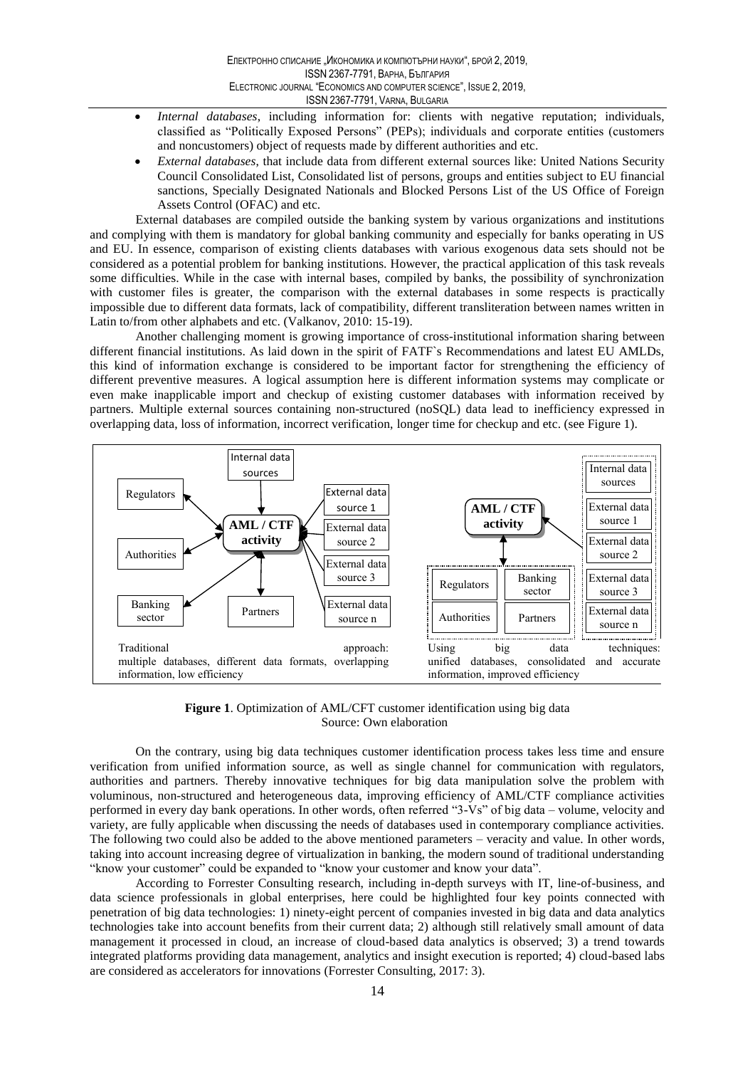- *Internal databases*, including information for: clients with negative reputation; individuals, classified as "Politically Exposed Persons" (PEPs); individuals and corporate entities (customers and noncustomers) object of requests made by different authorities and etc.
- *External databases*, that include data from different external sources like: United Nations Security Council Consolidated List, Consolidated list of persons, groups and entities subject to EU financial sanctions, Specially Designated Nationals and Blocked Persons List of the US Office of Foreign Assets Control (OFAC) and etc.

External databases are compiled outside the banking system by various organizations and institutions and complying with them is mandatory for global banking community and especially for banks operating in US and EU. In essence, comparison of existing clients databases with various exogenous data sets should not be considered as a potential problem for banking institutions. However, the practical application of this task reveals some difficulties. While in the case with internal bases, compiled by banks, the possibility of synchronization with customer files is greater, the comparison with the external databases in some respects is practically impossible due to different data formats, lack of compatibility, different transliteration between names written in Latin to/from other alphabets and etc. (Valkanov, 2010: 15-19).

Another challenging moment is growing importance of cross-institutional information sharing between different financial institutions. As laid down in the spirit of FATF`s Recommendations and latest EU AMLDs, this kind of information exchange is considered to be important factor for strengthening the efficiency of different preventive measures. A logical assumption here is different information systems may complicate or even make inapplicable import and checkup of existing customer databases with information received by partners. Multiple external sources containing non-structured (noSQL) data lead to inefficiency expressed in overlapping data, loss of information, incorrect verification, longer time for checkup and etc. (see Figure 1).

Internal data sources | Regulators | Authorities | Banking sector | Partners | AML / CTF activity | External data source 1 | External data source 2 | External data source 3 | External data source n

Traditional approach: multiple databases, different data formats, overlapping information, low efficiency

AML / CTF activity | Regulators | Banking sector | Authorities | Partners | Internal data sources | External data source 1 | External data source 2 | External data source 3 | External data source n

Using big data techniques: unified databases, consolidated and accurate information, improved efficiency

**Figure 1**. Optimization of AML/CFT customer identification using big data
Source: Own elaboration

On the contrary, using big data techniques customer identification process takes less time and ensure verification from unified information source, as well as single channel for communication with regulators, authorities and partners. Thereby innovative techniques for big data manipulation solve the problem with voluminous, non-structured and heterogeneous data, improving efficiency of AML/CTF compliance activities performed in every day bank operations. In other words, often referred "3-Vs" of big data – volume, velocity and variety, are fully applicable when discussing the needs of databases used in contemporary compliance activities. The following two could also be added to the above mentioned parameters – veracity and value. In other words, taking into account increasing degree of virtualization in banking, the modern sound of traditional understanding "know your customer" could be expanded to "know your customer and know your data".

According to Forrester Consulting research, including in-depth surveys with IT, line-of-business, and data science professionals in global enterprises, here could be highlighted four key points connected with penetration of big data technologies: 1) ninety-eight percent of companies invested in big data and data analytics technologies take into account benefits from their current data; 2) although still relatively small amount of data management it processed in cloud, an increase of cloud-based data analytics is observed; 3) a trend towards integrated platforms providing data management, analytics and insight execution is reported; 4) cloud-based labs are considered as accelerators for innovations (Forrester Consulting, 2017: 3).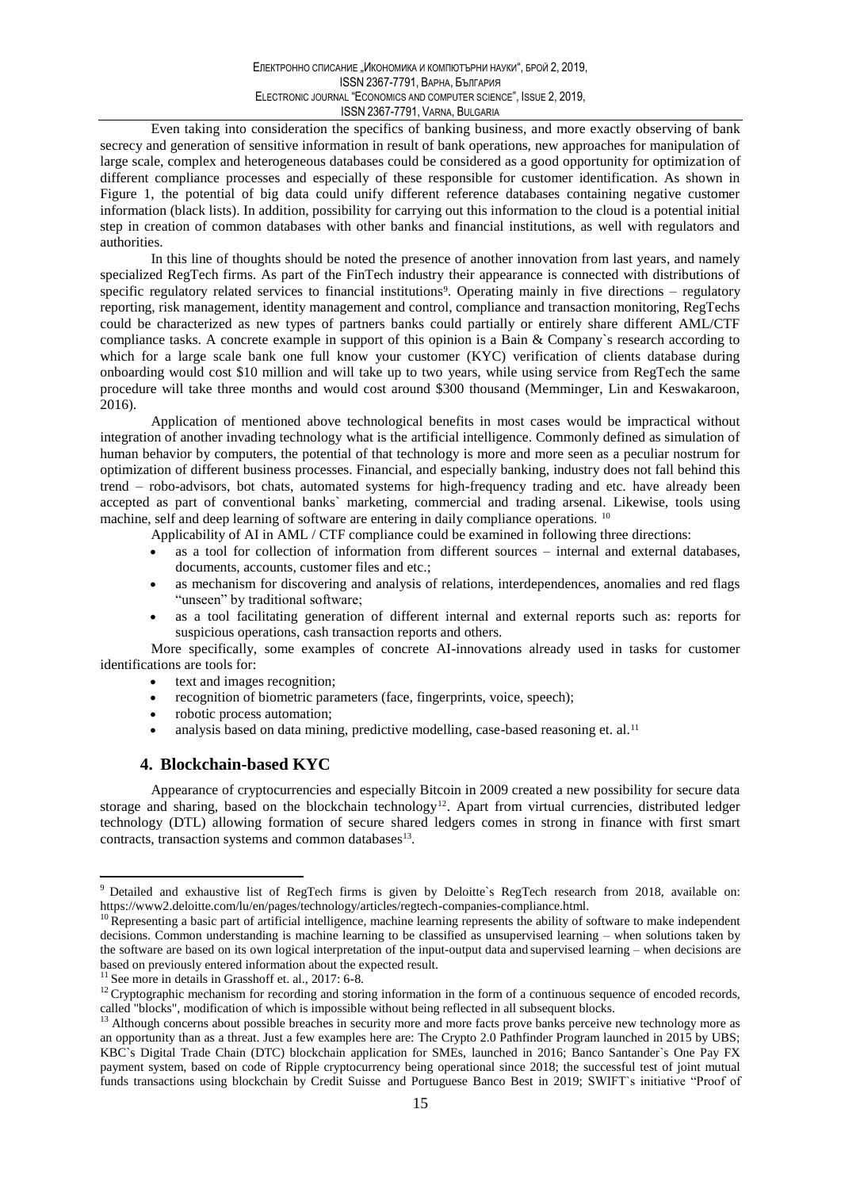Even taking into consideration the specifics of banking business, and more exactly observing of bank secrecy and generation of sensitive information in result of bank operations, new approaches for manipulation of large scale, complex and heterogeneous databases could be considered as a good opportunity for optimization of different compliance processes and especially of these responsible for customer identification. As shown in Figure 1, the potential of big data could unify different reference databases containing negative customer information (black lists). In addition, possibility for carrying out this information to the cloud is a potential initial step in creation of common databases with other banks and financial institutions, as well with regulators and authorities.

In this line of thoughts should be noted the presence of another innovation from last years, and namely specialized RegTech firms. As part of the FinTech industry their appearance is connected with distributions of specific regulatory related services to financial institutions[9]. Operating mainly in five directions – regulatory reporting, risk management, identity management and control, compliance and transaction monitoring, RegTechs could be characterized as new types of partners banks could partially or entirely share different AML/CTF compliance tasks. A concrete example in support of this opinion is a Bain & Company`s research according to which for a large scale bank one full know your customer (KYC) verification of clients database during onboarding would cost $10 million and will take up to two years, while using service from RegTech the same procedure will take three months and would cost around $300 thousand (Memminger, Lin and Keswakaroon, 2016).

Application of mentioned above technological benefits in most cases would be impractical without integration of another invading technology what is the artificial intelligence. Commonly defined as simulation of human behavior by computers, the potential of that technology is more and more seen as a peculiar nostrum for optimization of different business processes. Financial, and especially banking, industry does not fall behind this trend – robo-advisors, bot chats, automated systems for high-frequency trading and etc. have already been accepted as part of conventional banks` marketing, commercial and trading arsenal. Likewise, tools using machine, self and deep learning of software are entering in daily compliance operations. [10]

Applicability of AI in AML / CTF compliance could be examined in following three directions:

- as a tool for collection of information from different sources – internal and external databases, documents, accounts, customer files and etc.;
- as mechanism for discovering and analysis of relations, interdependences, anomalies and red flags "unseen" by traditional software;
- as a tool facilitating generation of different internal and external reports such as: reports for suspicious operations, cash transaction reports and others.

More specifically, some examples of concrete AI-innovations already used in tasks for customer identifications are tools for:

- text and images recognition;
- recognition of biometric parameters (face, fingerprints, voice, speech);
- robotic process automation;
- analysis based on data mining, predictive modelling, case-based reasoning et. al.[11]

## 4. Blockchain-based KYC

Appearance of cryptocurrencies and especially Bitcoin in 2009 created a new possibility for secure data storage and sharing, based on the blockchain technology[12]. Apart from virtual currencies, distributed ledger technology (DTL) allowing formation of secure shared ledgers comes in strong in finance with first smart contracts, transaction systems and common databases[13].

---

[9] Detailed and exhaustive list of RegTech firms is given by Deloitte`s RegTech research from 2018, available on: https://www2.deloitte.com/lu/en/pages/technology/articles/regtech-companies-compliance.html.

[10] Representing a basic part of artificial intelligence, machine learning represents the ability of software to make independent decisions. Common understanding is machine learning to be classified as unsupervised learning – when solutions taken by the software are based on its own logical interpretation of the input-output data and supervised learning – when decisions are based on previously entered information about the expected result.

[11] See more in details in Grasshoff et. al., 2017: 6-8.

[12] Cryptographic mechanism for recording and storing information in the form of a continuous sequence of encoded records, called "blocks", modification of which is impossible without being reflected in all subsequent blocks.

[13] Although concerns about possible breaches in security more and more facts prove banks perceive new technology more as an opportunity than as a threat. Just a few examples here are: The Crypto 2.0 Pathfinder Program launched in 2015 by UBS; KBC`s Digital Trade Chain (DTC) blockchain application for SMEs, launched in 2016; Banco Santander`s One Pay FX payment system, based on code of Ripple cryptocurrency being operational since 2018; the successful test of joint mutual funds transactions using blockchain by Credit Suisse and Portuguese Banco Best in 2019; SWIFT`s initiative "Proof of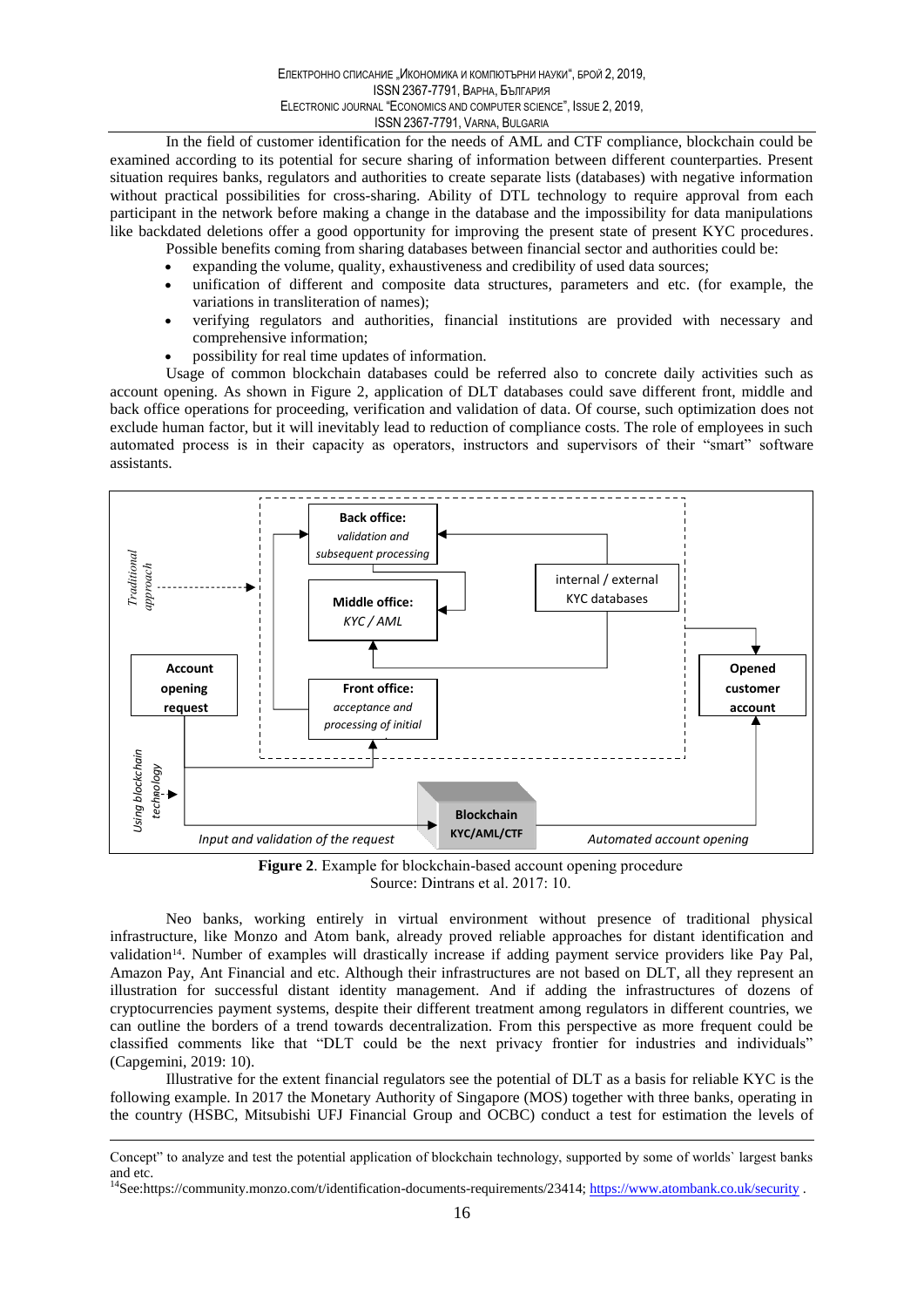In the field of customer identification for the needs of AML and CTF compliance, blockchain could be examined according to its potential for secure sharing of information between different counterparties. Present situation requires banks, regulators and authorities to create separate lists (databases) with negative information without practical possibilities for cross-sharing. Ability of DTL technology to require approval from each participant in the network before making a change in the database and the impossibility for data manipulations like backdated deletions offer a good opportunity for improving the present state of present KYC procedures.

Possible benefits coming from sharing databases between financial sector and authorities could be:

- expanding the volume, quality, exhaustiveness and credibility of used data sources;
- unification of different and composite data structures, parameters and etc. (for example, the variations in transliteration of names);
- verifying regulators and authorities, financial institutions are provided with necessary and comprehensive information;
- possibility for real time updates of information.

Usage of common blockchain databases could be referred also to concrete daily activities such as account opening. As shown in Figure 2, application of DLT databases could save different front, middle and back office operations for proceeding, verification and validation of data. Of course, such optimization does not exclude human factor, but it will inevitably lead to reduction of compliance costs. The role of employees in such automated process is in their capacity as operators, instructors and supervisors of their "smart" software assistants.

**Figure 2**. Example for blockchain-based account opening procedure
Source: Dintrans et al. 2017: 10.

Neo banks, working entirely in virtual environment without presence of traditional physical infrastructure, like Monzo and Atom bank, already proved reliable approaches for distant identification and validation[14]. Number of examples will drastically increase if adding payment service providers like Pay Pal, Amazon Pay, Ant Financial and etc. Although their infrastructures are not based on DLT, all they represent an illustration for successful distant identity management. And if adding the infrastructures of dozens of cryptocurrencies payment systems, despite their different treatment among regulators in different countries, we can outline the borders of a trend towards decentralization. From this perspective as more frequent could be classified comments like that "DLT could be the next privacy frontier for industries and individuals" (Capgemini, 2019: 10).

Illustrative for the extent financial regulators see the potential of DLT as a basis for reliable KYC is the following example. In 2017 the Monetary Authority of Singapore (MOS) together with three banks, operating in the country (HSBC, Mitsubishi UFJ Financial Group and OCBC) conduct a test for estimation the levels of

---

Concept" to analyze and test the potential application of blockchain technology, supported by some of worlds` largest banks and etc.

[14]See:https://community.monzo.com/t/identification-documents-requirements/23414; https://www.atombank.co.uk/security .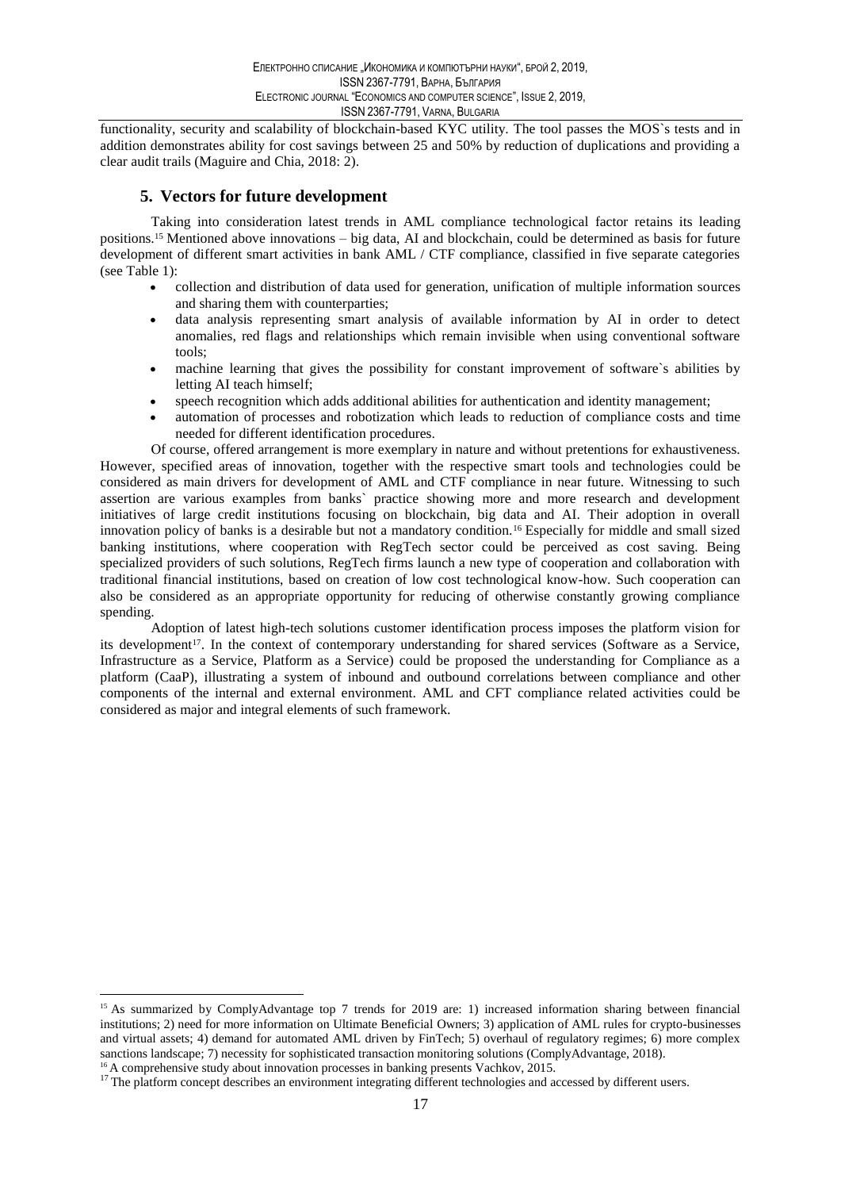functionality, security and scalability of blockchain-based KYC utility. The tool passes the MOS`s tests and in addition demonstrates ability for cost savings between 25 and 50% by reduction of duplications and providing a clear audit trails (Maguire and Chia, 2018: 2).

## 5. Vectors for future development

Taking into consideration latest trends in AML compliance technological factor retains its leading positions.[15] Mentioned above innovations – big data, AI and blockchain, could be determined as basis for future development of different smart activities in bank AML / CTF compliance, classified in five separate categories (see Table 1):

- collection and distribution of data used for generation, unification of multiple information sources and sharing them with counterparties;
- data analysis representing smart analysis of available information by AI in order to detect anomalies, red flags and relationships which remain invisible when using conventional software tools;
- machine learning that gives the possibility for constant improvement of software`s abilities by letting AI teach himself;
- speech recognition which adds additional abilities for authentication and identity management;
- automation of processes and robotization which leads to reduction of compliance costs and time needed for different identification procedures.

Of course, offered arrangement is more exemplary in nature and without pretentions for exhaustiveness. However, specified areas of innovation, together with the respective smart tools and technologies could be considered as main drivers for development of AML and CTF compliance in near future. Witnessing to such assertion are various examples from banks` practice showing more and more research and development initiatives of large credit institutions focusing on blockchain, big data and AI. Their adoption in overall innovation policy of banks is a desirable but not a mandatory condition.[16] Especially for middle and small sized banking institutions, where cooperation with RegTech sector could be perceived as cost saving. Being specialized providers of such solutions, RegTech firms launch a new type of cooperation and collaboration with traditional financial institutions, based on creation of low cost technological know-how. Such cooperation can also be considered as an appropriate opportunity for reducing of otherwise constantly growing compliance spending.

Adoption of latest high-tech solutions customer identification process imposes the platform vision for its development[17]. In the context of contemporary understanding for shared services (Software as a Service, Infrastructure as a Service, Platform as a Service) could be proposed the understanding for Compliance as a platform (CaaP), illustrating a system of inbound and outbound correlations between compliance and other components of the internal and external environment. AML and CFT compliance related activities could be considered as major and integral elements of such framework.

---

[15] As summarized by ComplyAdvantage top 7 trends for 2019 are: 1) increased information sharing between financial institutions; 2) need for more information on Ultimate Beneficial Owners; 3) application of AML rules for crypto-businesses and virtual assets; 4) demand for automated AML driven by FinTech; 5) overhaul of regulatory regimes; 6) more complex sanctions landscape; 7) necessity for sophisticated transaction monitoring solutions (ComplyAdvantage, 2018).

[16] A comprehensive study about innovation processes in banking presents Vachkov, 2015.

[17] The platform concept describes an environment integrating different technologies and accessed by different users.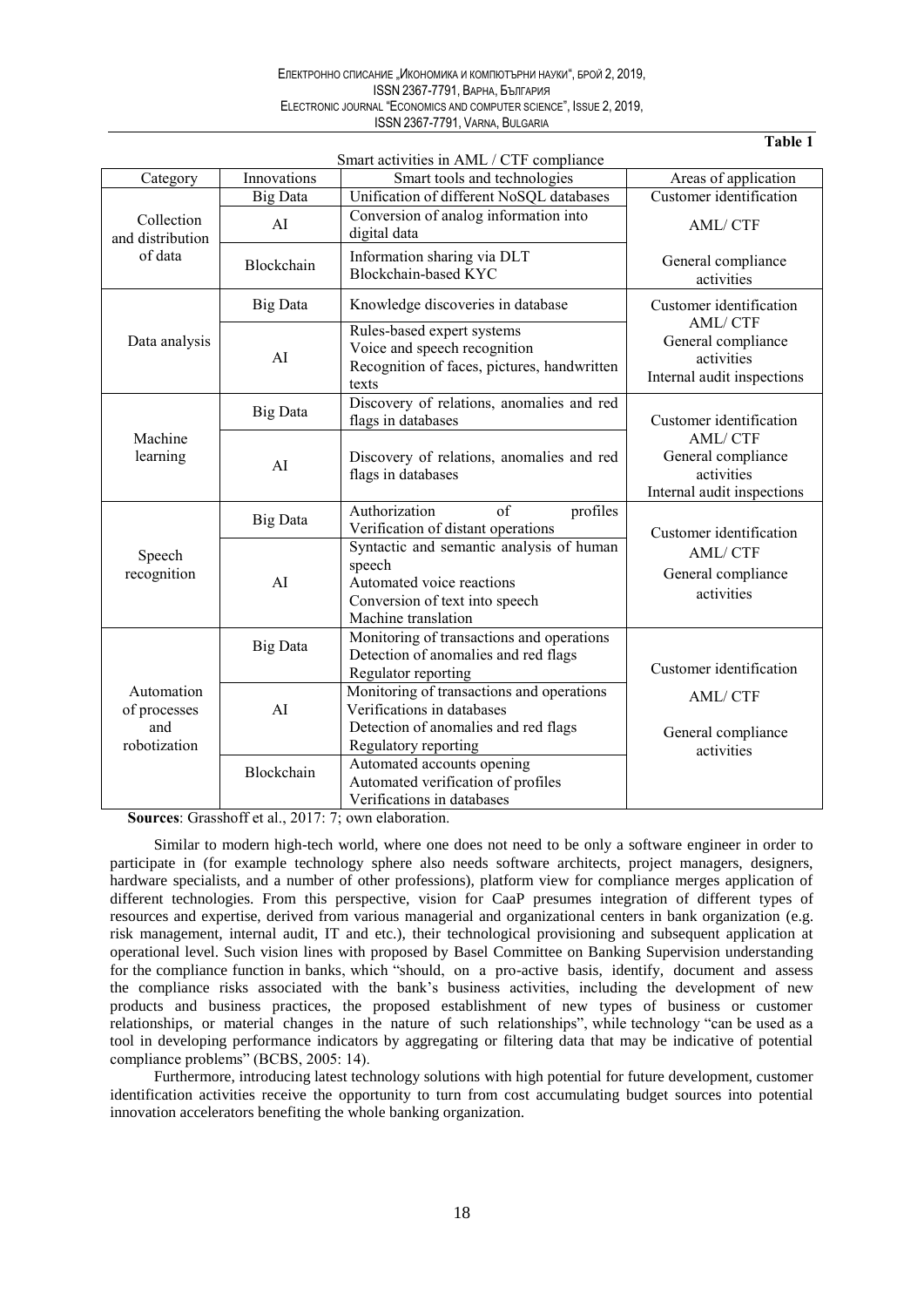**Table 1**

Smart activities in AML / CTF compliance

| Category | Innovations | Smart tools and technologies | Areas of application |
|---|---|---|---|
| Collection and distribution of data | Big Data | Unification of different NoSQL databases | Customer identification |
| | AI | Conversion of analog information into digital data | AML/ CTF |
| | Blockchain | Information sharing via DLT<br>Blockchain-based KYC | General compliance activities |
| Data analysis | Big Data | Knowledge discoveries in database | Customer identification<br>AML/ CTF<br>General compliance activities<br>Internal audit inspections |
| | AI | Rules-based expert systems<br>Voice and speech recognition<br>Recognition of faces, pictures, handwritten texts | |
| Machine learning | Big Data | Discovery of relations, anomalies and red flags in databases | Customer identification<br>AML/ CTF<br>General compliance activities<br>Internal audit inspections |
| | AI | Discovery of relations, anomalies and red flags in databases | |
| Speech recognition | Big Data | Authorization of profiles<br>Verification of distant operations | Customer identification<br>AML/ CTF<br>General compliance activities |
| | AI | Syntactic and semantic analysis of human speech<br>Automated voice reactions<br>Conversion of text into speech<br>Machine translation | |
| Automation of processes and robotization | Big Data | Monitoring of transactions and operations<br>Detection of anomalies and red flags<br>Regulator reporting | Customer identification<br>AML/ CTF<br>General compliance activities |
| | AI | Monitoring of transactions and operations<br>Verifications in databases<br>Detection of anomalies and red flags<br>Regulatory reporting | |
| | Blockchain | Automated accounts opening<br>Automated verification of profiles<br>Verifications in databases | |

**Sources**: Grasshoff et al., 2017: 7; own elaboration.

Similar to modern high-tech world, where one does not need to be only a software engineer in order to participate in (for example technology sphere also needs software architects, project managers, designers, hardware specialists, and a number of other professions), platform view for compliance merges application of different technologies. From this perspective, vision for CaaP presumes integration of different types of resources and expertise, derived from various managerial and organizational centers in bank organization (e.g. risk management, internal audit, IT and etc.), their technological provisioning and subsequent application at operational level. Such vision lines with proposed by Basel Committee on Banking Supervision understanding for the compliance function in banks, which "should, on a pro-active basis, identify, document and assess the compliance risks associated with the bank's business activities, including the development of new products and business practices, the proposed establishment of new types of business or customer relationships, or material changes in the nature of such relationships", while technology "can be used as a tool in developing performance indicators by aggregating or filtering data that may be indicative of potential compliance problems" (BCBS, 2005: 14).

Furthermore, introducing latest technology solutions with high potential for future development, customer identification activities receive the opportunity to turn from cost accumulating budget sources into potential innovation accelerators benefiting the whole banking organization.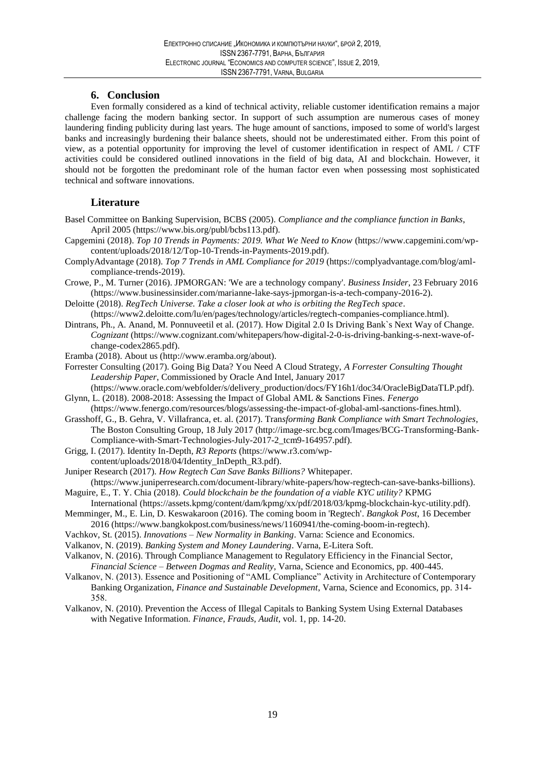## 6. Conclusion

Even formally considered as a kind of technical activity, reliable customer identification remains a major challenge facing the modern banking sector. In support of such assumption are numerous cases of money laundering finding publicity during last years. The huge amount of sanctions, imposed to some of world's largest banks and increasingly burdening their balance sheets, should not be underestimated either. From this point of view, as a potential opportunity for improving the level of customer identification in respect of AML / CTF activities could be considered outlined innovations in the field of big data, AI and blockchain. However, it should not be forgotten the predominant role of the human factor even when possessing most sophisticated technical and software innovations.

## Literature

Basel Committee on Banking Supervision, BCBS (2005). *Compliance and the compliance function in Banks*, April 2005 (https://www.bis.org/publ/bcbs113.pdf).

Capgemini (2018). *Top 10 Trends in Payments: 2019. What We Need to Know* (https://www.capgemini.com/wp-content/uploads/2018/12/Top-10-Trends-in-Payments-2019.pdf).

ComplyAdvantage (2018). *Top 7 Trends in AML Compliance for 2019* (https://complyadvantage.com/blog/aml-compliance-trends-2019).

Crowe, P., M. Turner (2016). JPMORGAN: 'We are a technology company'. *Business Insider*, 23 February 2016 (https://www.businessinsider.com/marianne-lake-says-jpmorgan-is-a-tech-company-2016-2).

Deloitte (2018). *RegTech Universe. Take a closer look at who is orbiting the RegTech space*. (https://www2.deloitte.com/lu/en/pages/technology/articles/regtech-companies-compliance.html).

Dintrans, Ph., A. Anand, M. Ponnuveetil et al. (2017). How Digital 2.0 Is Driving Bank`s Next Way of Change. *Cognizant* (https://www.cognizant.com/whitepapers/how-digital-2-0-is-driving-banking-s-next-wave-of-change-codex2865.pdf).

Eramba (2018). About us (http://www.eramba.org/about).

Forrester Consulting (2017). Going Big Data? You Need A Cloud Strategy, *A Forrester Consulting Thought Leadership Paper*, Commissioned by Oracle And Intel, January 2017 (https://www.oracle.com/webfolder/s/delivery_production/docs/FY16h1/doc34/OracleBigDataTLP.pdf).

Glynn, L. (2018). 2008-2018: Assessing the Impact of Global AML & Sanctions Fines. *Fenergo* (https://www.fenergo.com/resources/blogs/assessing-the-impact-of-global-aml-sanctions-fines.html).

Grasshoff, G., B. Gehra, V. Villafranca, et. al. (2017). Tran*sforming Bank Compliance with Smart Technologies*, The Boston Consulting Group, 18 July 2017 (http://image-src.bcg.com/Images/BCG-Transforming-Bank-Compliance-with-Smart-Technologies-July-2017-2_tcm9-164957.pdf).

Grigg, I. (2017). Identity In-Depth, *R3 Reports* (https://www.r3.com/wp-content/uploads/2018/04/Identity_InDepth_R3.pdf).

Juniper Research (2017). *How Regtech Can Save Banks Billions?* Whitepaper. (https://www.juniperresearch.com/document-library/white-papers/how-regtech-can-save-banks-billions).

Maguire, E., T. Y. Chia (2018). *Could blockchain be the foundation of a viable KYC utility?* KPMG International (https://assets.kpmg/content/dam/kpmg/xx/pdf/2018/03/kpmg-blockchain-kyc-utility.pdf).

Memminger, M., E. Lin, D. Keswakaroon (2016). The coming boom in 'Regtech'. *Bangkok Post*, 16 December 2016 (https://www.bangkokpost.com/business/news/1160941/the-coming-boom-in-regtech).

Vachkov, St. (2015). *Innovations – New Normality in Banking*. Varna: Science and Economics.

Valkanov, N. (2019). *Banking System and Money Laundering*. Varna, E-Litera Soft.

Valkanov, N. (2016). Through Compliance Management to Regulatory Efficiency in the Financial Sector, *Financial Science – Between Dogmas and Reality*, Varna, Science and Economics, pp. 400-445.

Valkanov, N. (2013). Essence and Positioning of "AML Compliance" Activity in Architecture of Contemporary Banking Organization, *Finance and Sustainable Development*, Varna, Science and Economics, pp. 314-358.

Valkanov, N. (2010). Prevention the Access of Illegal Capitals to Banking System Using External Databases with Negative Information. *Finance, Frauds, Audit*, vol. 1, pp. 14-20.